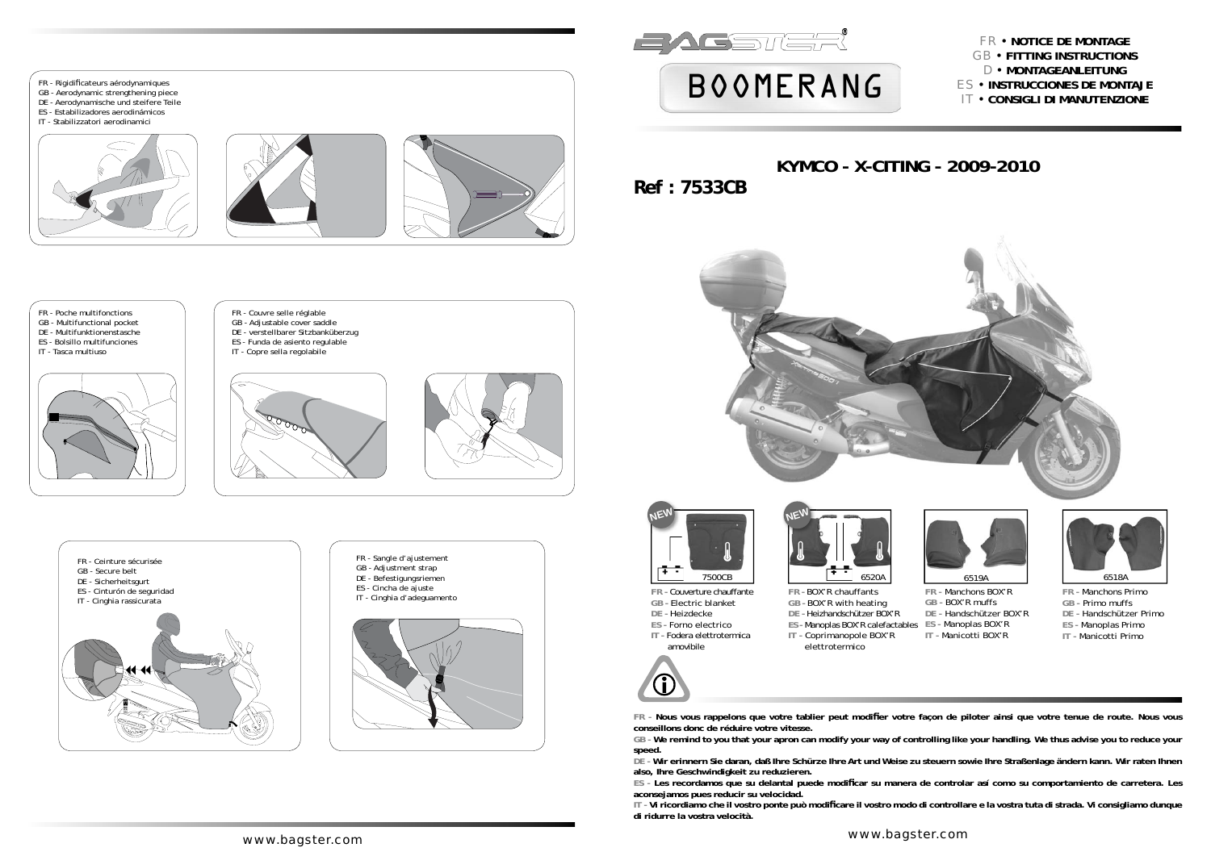FR - Rigidificateurs aérodynamiques
GB - Aerodynamic strengthening piece
DE - Aerodynamische und steifere Teile
ES - Estabilizadores aerodinámicos
IT - Stabilizzatori aerodinamici

FR - Poche multifonctions
GB - Multifunctional pocket
DE - Multifunktionenstasche
ES - Bolsillo multifunciones
IT - Tasca multiuso

FR - Couvre selle réglable
GB - Adjustable cover saddle
DE - verstellbarer Sitzbanküberzug
ES - Funda de asiento regulable
IT - Copre sella regolabile

FR - Ceinture sécurisée
GB - Secure belt
DE - Sicherheitsgurt
ES - Cinturón de seguridad
IT - Cinghia rassicurata

FR - Sangle d'ajustement
GB - Adjustment strap
DE - Befestigungsriemen
ES - Cincha de ajuste
IT - Cinghia d'adeguamento

www.bagster.com

# BAGSTER BOOMERANG

FR • **NOTICE DE MONTAGE**
GB • **FITTING INSTRUCTIONS**
D • **MONTAGEANLEITUNG**
ES • **INSTRUCCIONES DE MONTAJE**
IT • **CONSIGLI DI MANUTENZIONE**

## KYMCO - X-CITING - 2009-2010

## Ref : 7533CB

NEW — 7500CB

**FR -** Couverture chauffante
**GB -** Electric blanket
**DE -** Heizdecke
**ES -** Forno electrico
**IT -** Fodera elettrotermica amovibile

NEW — 6520A

**FR -** BOX'R chauffants
**GB -** BOX'R with heating
**DE -** Heizhandschützer BOX'R
**ES -** Manoplas BOX'R calefactables
**IT -** Coprimanopole BOX'R elettrotermico

6519A

**FR -** Manchons BOX'R
**GB -** BOX'R muffs
**DE -** Handschützer BOX'R
**ES -** Manoplas BOX'R
**IT -** Manicotti BOX'R

6518A

**FR -** Manchons Primo
**GB -** Primo muffs
**DE -** Handschützer Primo
**ES -** Manoplas Primo
**IT -** Manicotti Primo

**FR - Nous vous rappelons que votre tablier peut modifier votre façon de piloter ainsi que votre tenue de route. Nous vous conseillons donc de réduire votre vitesse.**

**GB - We remind to you that your apron can modify your way of controlling like your handling. We thus advise you to reduce your speed.**

**DE - Wir erinnern Sie daran, daß Ihre Schürze Ihre Art und Weise zu steuern sowie Ihre Straßenlage ändern kann. Wir raten Ihnen also, Ihre Geschwindigkeit zu reduzieren.**

**ES - Les recordamos que su delantal puede modificar su manera de controlar así como su comportamiento de carretera. Les aconsejamos pues reducir su velocidad.**

**IT - Vi ricordiamo che il vostro ponte può modificare il vostro modo di controllare e la vostra tuta di strada. Vi consigliamo dunque di ridurre la vostra velocità.**

www.bagster.com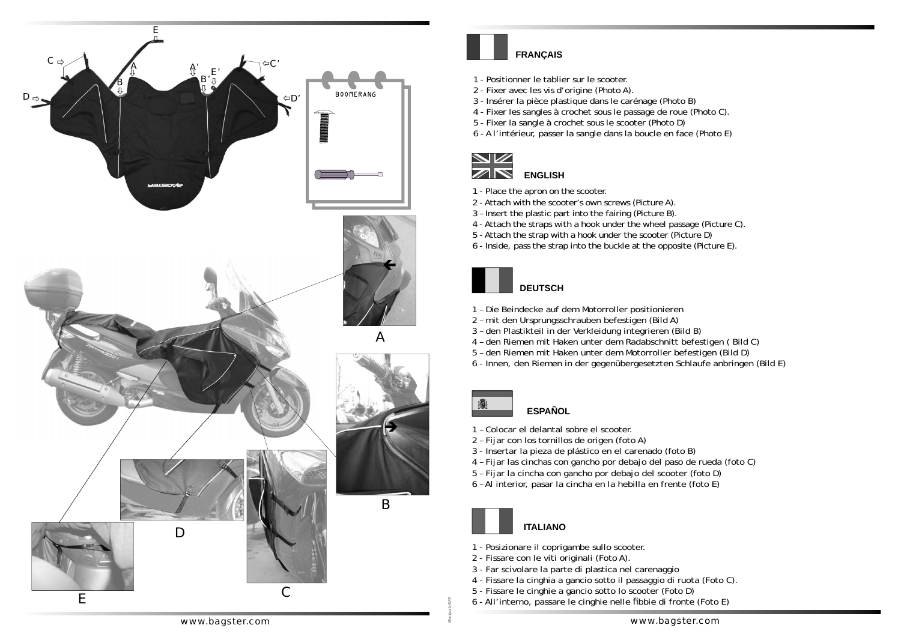E

C ⇨ A A’ E’ ⇦C’

B B’

D ⇨ ⇦D’

BOOMERANG

A

B

D

C

E

## FRANÇAIS

1 - Positionner le tablier sur le scooter.
2 - Fixer avec les vis d’origine (Photo A).
3 - Insérer la pièce plastique dans le carénage (Photo B)
4 - Fixer les sangles à crochet sous le passage de roue (Photo C).
5 - Fixer la sangle à crochet sous le scooter (Photo D)
6 - A l’intérieur, passer la sangle dans la boucle en face (Photo E)

## ENGLISH

1 - Place the apron on the scooter.
2 - Attach with the scooter’s own screws (Picture A).
3 – Insert the plastic part into the fairing (Picture B).
4 - Attach the straps with a hook under the wheel passage (Picture C).
5 - Attach the strap with a hook under the scooter (Picture D)
6 - Inside, pass the strap into the buckle at the opposite (Picture E).

## DEUTSCH

1 – Die Beindecke auf dem Motorroller positionieren
2 – mit den Ursprungsschrauben befestigen (Bild A)
3 – den Plastikteil in der Verkleidung integrieren (Bild B)
4 – den Riemen mit Haken unter dem Radabschnitt befestigen ( Bild C)
5 – den Riemen mit Haken unter dem Motorroller befestigen (Bild D)
6 - Innen, den Riemen in der gegenübergesetzten Schlaufe anbringen (Bild E)

## ESPAÑOL

1 – Colocar el delantal sobre el scooter.
2 – Fijar con los tornillos de origen (foto A)
3 - Insertar la pieza de plástico en el carenado (foto B)
4 – Fijar las cinchas con gancho por debajo del paso de rueda (foto C)
5 – Fijar la cincha con gancho por debajo del scooter (foto D)
6 – Al interior, pasar la cincha en la hebilla en frente (foto E)

## ITALIANO

1 - Posizionare il coprigambe sullo scooter.
2 - Fissare con le viti originali (Foto A).
3 - Far scivolare la parte di plastica nel carenaggio
4 - Fissare la cinghia a gancio sotto il passaggio di ruota (Foto C).
5 - Fissare le cinghie a gancio sotto lo scooter (Foto D)
6 - All’interno, passare le cinghie nelle fibbie di fronte (Foto E)

www.bagster.com

www.bagster.com